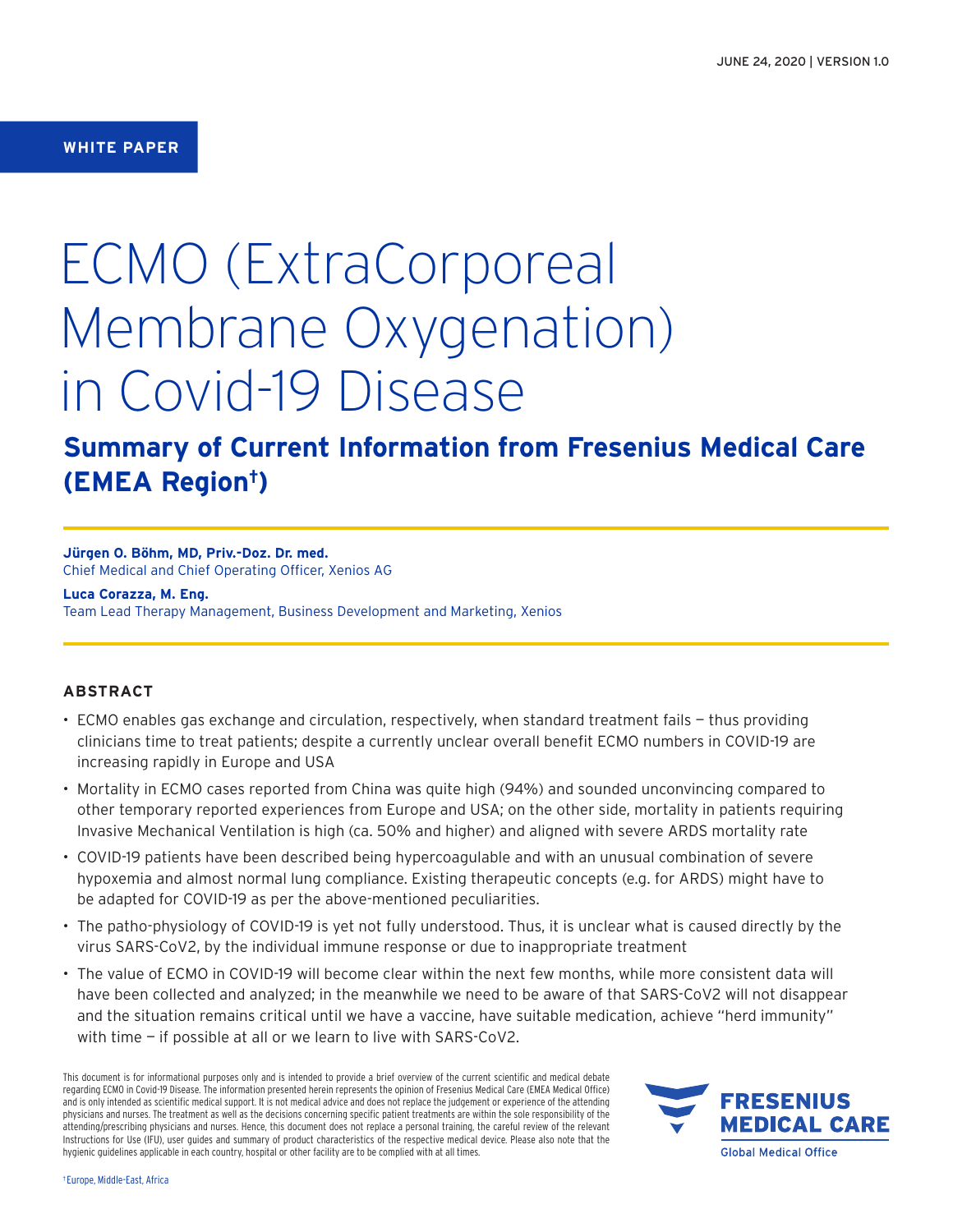JUNE 24, 2020 | VERSION 1.0

**WHITE PAPER**

# ECMO (ExtraCorporeal Membrane Oxygenation) in Covid-19 Disease

## Summary of Current Information from Fresenius Medical Care (EMEA Region†)

**Jürgen O. Böhm, MD, Priv.-Doz. Dr. med.**
Chief Medical and Chief Operating Officer, Xenios AG

**Luca Corazza, M. Eng.**
Team Lead Therapy Management, Business Development and Marketing, Xenios

### ABSTRACT

- ECMO enables gas exchange and circulation, respectively, when standard treatment fails — thus providing clinicians time to treat patients; despite a currently unclear overall benefit ECMO numbers in COVID-19 are increasing rapidly in Europe and USA
- Mortality in ECMO cases reported from China was quite high (94%) and sounded unconvincing compared to other temporary reported experiences from Europe and USA; on the other side, mortality in patients requiring Invasive Mechanical Ventilation is high (ca. 50% and higher) and aligned with severe ARDS mortality rate
- COVID-19 patients have been described being hypercoagulable and with an unusual combination of severe hypoxemia and almost normal lung compliance. Existing therapeutic concepts (e.g. for ARDS) might have to be adapted for COVID-19 as per the above-mentioned peculiarities.
- The patho-physiology of COVID-19 is yet not fully understood. Thus, it is unclear what is caused directly by the virus SARS-CoV2, by the individual immune response or due to inappropriate treatment
- The value of ECMO in COVID-19 will become clear within the next few months, while more consistent data will have been collected and analyzed; in the meanwhile we need to be aware of that SARS-CoV2 will not disappear and the situation remains critical until we have a vaccine, have suitable medication, achieve "herd immunity" with time — if possible at all or we learn to live with SARS-CoV2.

This document is for informational purposes only and is intended to provide a brief overview of the current scientific and medical debate regarding ECMO in Covid-19 Disease. The information presented herein represents the opinion of Fresenius Medical Care (EMEA Medical Office) and is only intended as scientific medical support. It is not medical advice and does not replace the judgement or experience of the attending physicians and nurses. The treatment as well as the decisions concerning specific patient treatments are within the sole responsibility of the attending/prescribing physicians and nurses. Hence, this document does not replace a personal training, the careful review of the relevant Instructions for Use (IFU), user guides and summary of product characteristics of the respective medical device. Please also note that the hygienic guidelines applicable in each country, hospital or other facility are to be complied with at all times.

FRESENIUS MEDICAL CARE
Global Medical Office

† Europe, Middle-East, Africa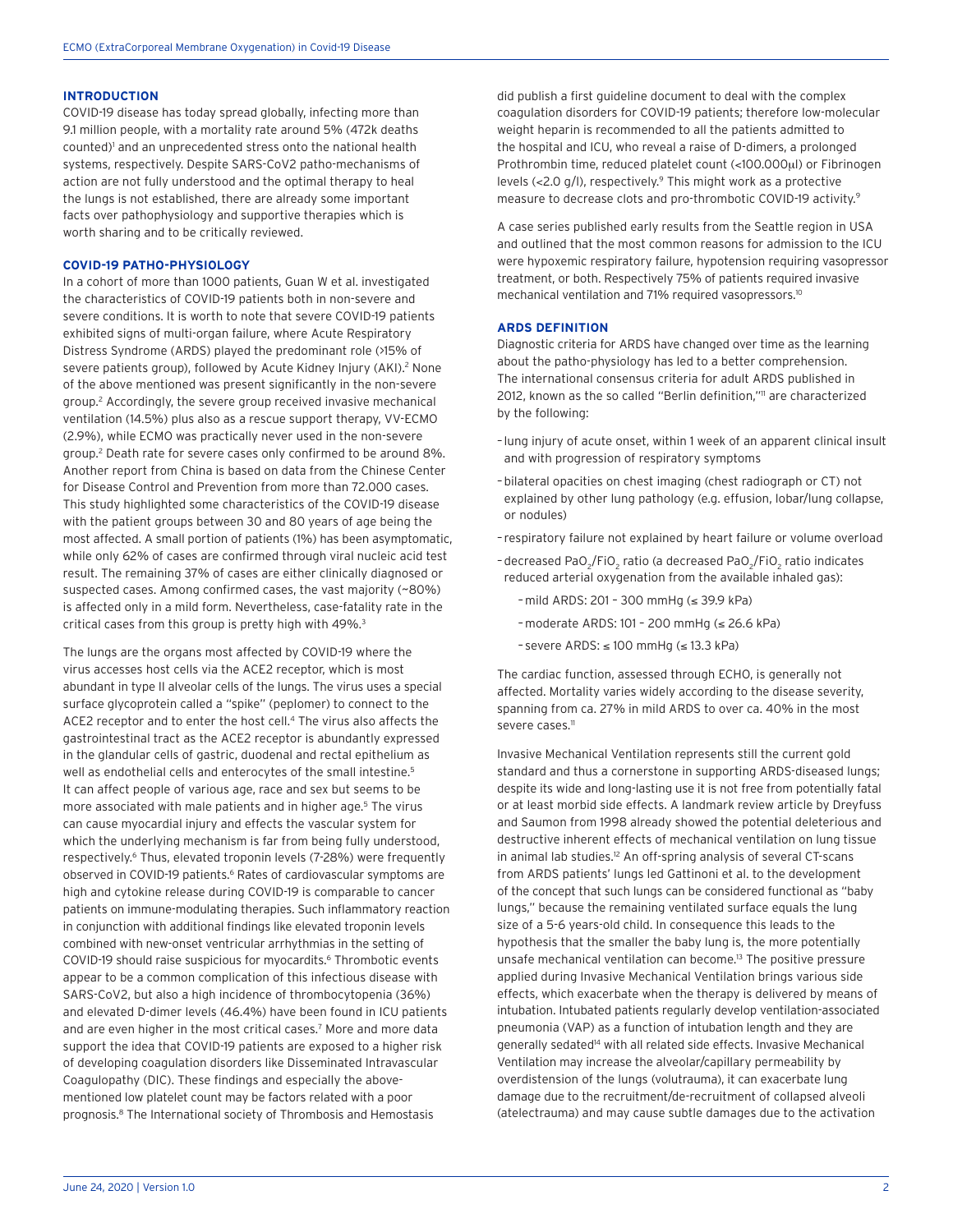## INTRODUCTION

COVID-19 disease has today spread globally, infecting more than 9.1 million people, with a mortality rate around 5% (472k deaths counted)[1] and an unprecedented stress onto the national health systems, respectively. Despite SARS-CoV2 patho-mechanisms of action are not fully understood and the optimal therapy to heal the lungs is not established, there are already some important facts over pathophysiology and supportive therapies which is worth sharing and to be critically reviewed.

## COVID-19 PATHO-PHYSIOLOGY

In a cohort of more than 1000 patients, Guan W et al. investigated the characteristics of COVID-19 patients both in non-severe and severe conditions. It is worth to note that severe COVID-19 patients exhibited signs of multi-organ failure, where Acute Respiratory Distress Syndrome (ARDS) played the predominant role (>15% of severe patients group), followed by Acute Kidney Injury (AKI).[2] None of the above mentioned was present significantly in the non-severe group.[2] Accordingly, the severe group received invasive mechanical ventilation (14.5%) plus also as a rescue support therapy, VV-ECMO (2.9%), while ECMO was practically never used in the non-severe group.[2] Death rate for severe cases only confirmed to be around 8%. Another report from China is based on data from the Chinese Center for Disease Control and Prevention from more than 72.000 cases. This study highlighted some characteristics of the COVID-19 disease with the patient groups between 30 and 80 years of age being the most affected. A small portion of patients (1%) has been asymptomatic, while only 62% of cases are confirmed through viral nucleic acid test result. The remaining 37% of cases are either clinically diagnosed or suspected cases. Among confirmed cases, the vast majority (~80%) is affected only in a mild form. Nevertheless, case-fatality rate in the critical cases from this group is pretty high with 49%.[3]

The lungs are the organs most affected by COVID-19 where the virus accesses host cells via the ACE2 receptor, which is most abundant in type II alveolar cells of the lungs. The virus uses a special surface glycoprotein called a "spike" (peplomer) to connect to the ACE2 receptor and to enter the host cell.[4] The virus also affects the gastrointestinal tract as the ACE2 receptor is abundantly expressed in the glandular cells of gastric, duodenal and rectal epithelium as well as endothelial cells and enterocytes of the small intestine.[5] It can affect people of various age, race and sex but seems to be more associated with male patients and in higher age.[5] The virus can cause myocardial injury and effects the vascular system for which the underlying mechanism is far from being fully understood, respectively.[6] Thus, elevated troponin levels (7-28%) were frequently observed in COVID-19 patients.[6] Rates of cardiovascular symptoms are high and cytokine release during COVID-19 is comparable to cancer patients on immune-modulating therapies. Such inflammatory reaction in conjunction with additional findings like elevated troponin levels combined with new-onset ventricular arrhythmias in the setting of COVID-19 should raise suspicious for myocardits.[6] Thrombotic events appear to be a common complication of this infectious disease with SARS-CoV2, but also a high incidence of thrombocytopenia (36%) and elevated D-dimer levels (46.4%) have been found in ICU patients and are even higher in the most critical cases.[7] More and more data support the idea that COVID-19 patients are exposed to a higher risk of developing coagulation disorders like Disseminated Intravascular Coagulopathy (DIC). These findings and especially the above-mentioned low platelet count may be factors related with a poor prognosis.[8] The International society of Thrombosis and Hemostasis did publish a first guideline document to deal with the complex coagulation disorders for COVID-19 patients; therefore low-molecular weight heparin is recommended to all the patients admitted to the hospital and ICU, who reveal a raise of D-dimers, a prolonged Prothrombin time, reduced platelet count (<100.000μl) or Fibrinogen levels (<2.0 g/l), respectively.[9] This might work as a protective measure to decrease clots and pro-thrombotic COVID-19 activity.[9]

A case series published early results from the Seattle region in USA and outlined that the most common reasons for admission to the ICU were hypoxemic respiratory failure, hypotension requiring vasopressor treatment, or both. Respectively 75% of patients required invasive mechanical ventilation and 71% required vasopressors.[10]

## ARDS DEFINITION

Diagnostic criteria for ARDS have changed over time as the learning about the patho-physiology has led to a better comprehension. The international consensus criteria for adult ARDS published in 2012, known as the so called "Berlin definition,"[11] are characterized by the following:

- lung injury of acute onset, within 1 week of an apparent clinical insult and with progression of respiratory symptoms
- bilateral opacities on chest imaging (chest radiograph or CT) not explained by other lung pathology (e.g. effusion, lobar/lung collapse, or nodules)
- respiratory failure not explained by heart failure or volume overload
- decreased $PaO_2/FiO_2$ ratio (a decreased $PaO_2/FiO_2$ ratio indicates reduced arterial oxygenation from the available inhaled gas):
  - mild ARDS: 201 – 300 mmHg (≤ 39.9 kPa)
  - moderate ARDS: 101 – 200 mmHg (≤ 26.6 kPa)
  - severe ARDS: ≤ 100 mmHg (≤ 13.3 kPa)

The cardiac function, assessed through ECHO, is generally not affected. Mortality varies widely according to the disease severity, spanning from ca. 27% in mild ARDS to over ca. 40% in the most severe cases.[11]

Invasive Mechanical Ventilation represents still the current gold standard and thus a cornerstone in supporting ARDS-diseased lungs; despite its wide and long-lasting use it is not free from potentially fatal or at least morbid side effects. A landmark review article by Dreyfuss and Saumon from 1998 already showed the potential deleterious and destructive inherent effects of mechanical ventilation on lung tissue in animal lab studies.[12] An off-spring analysis of several CT-scans from ARDS patients' lungs led Gattinoni et al. to the development of the concept that such lungs can be considered functional as "baby lungs," because the remaining ventilated surface equals the lung size of a 5-6 years-old child. In consequence this leads to the hypothesis that the smaller the baby lung is, the more potentially unsafe mechanical ventilation can become.[13] The positive pressure applied during Invasive Mechanical Ventilation brings various side effects, which exacerbate when the therapy is delivered by means of intubation. Intubated patients regularly develop ventilation-associated pneumonia (VAP) as a function of intubation length and they are generally sedated[14] with all related side effects. Invasive Mechanical Ventilation may increase the alveolar/capillary permeability by overdistension of the lungs (volutrauma), it can exacerbate lung damage due to the recruitment/de-recruitment of collapsed alveoli (atelectrauma) and may cause subtle damages due to the activation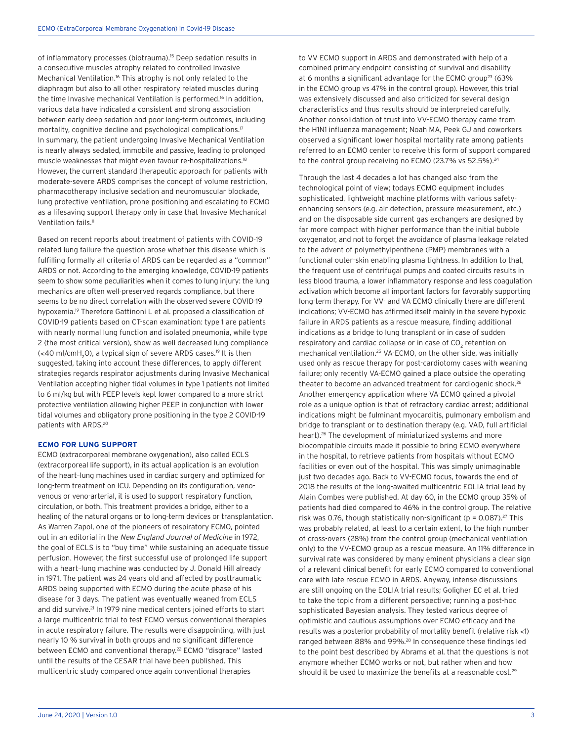of inflammatory processes (biotrauma).[15] Deep sedation results in a consecutive muscles atrophy related to controlled Invasive Mechanical Ventilation.[16] This atrophy is not only related to the diaphragm but also to all other respiratory related muscles during the time Invasive mechanical Ventilation is performed.[16] In addition, various data have indicated a consistent and strong association between early deep sedation and poor long-term outcomes, including mortality, cognitive decline and psychological complications.[17] In summary, the patient undergoing Invasive Mechanical Ventilation is nearly always sedated, immobile and passive, leading to prolonged muscle weaknesses that might even favour re-hospitalizations.[18] However, the current standard therapeutic approach for patients with moderate-severe ARDS comprises the concept of volume restriction, pharmacotherapy inclusive sedation and neuromuscular blockade, lung protective ventilation, prone positioning and escalating to ECMO as a lifesaving support therapy only in case that Invasive Mechanical Ventilation fails.[11]

Based on recent reports about treatment of patients with COVID-19 related lung failure the question arose whether this disease which is fulfilling formally all criteria of ARDS can be regarded as a "common" ARDS or not. According to the emerging knowledge, COVID-19 patients seem to show some peculiarities when it comes to lung injury: the lung mechanics are often well-preserved regards compliance, but there seems to be no direct correlation with the observed severe COVID-19 hypoxemia.[19] Therefore Gattinoni L et al. proposed a classification of COVID-19 patients based on CT-scan examination: type 1 are patients with nearly normal lung function and isolated pneumonia, while type 2 (the most critical version), show as well decreased lung compliance (<40 ml/cm$H_2O$), a typical sign of severe ARDS cases.[19] It is then suggested, taking into account these differences, to apply different strategies regards respirator adjustments during Invasive Mechanical Ventilation accepting higher tidal volumes in type 1 patients not limited to 6 ml/kg but with PEEP levels kept lower compared to a more strict protective ventilation allowing higher PEEP in conjunction with lower tidal volumes and obligatory prone positioning in the type 2 COVID-19 patients with ARDS.[20]

## ECMO FOR LUNG SUPPORT

ECMO (extracorporeal membrane oxygenation), also called ECLS (extracorporeal life support), in its actual application is an evolution of the heart–lung machines used in cardiac surgery and optimized for long-term treatment on ICU. Depending on its configuration, veno-venous or veno-arterial, it is used to support respiratory function, circulation, or both. This treatment provides a bridge, either to a healing of the natural organs or to long-term devices or transplantation. As Warren Zapol, one of the pioneers of respiratory ECMO, pointed out in an editorial in the *New England Journal of Medicine* in 1972, the goal of ECLS is to "buy time" while sustaining an adequate tissue perfusion. However, the first successful use of prolonged life support with a heart–lung machine was conducted by J. Donald Hill already in 1971. The patient was 24 years old and affected by posttraumatic ARDS being supported with ECMO during the acute phase of his disease for 3 days. The patient was eventually weaned from ECLS and did survive.[21] In 1979 nine medical centers joined efforts to start a large multicentric trial to test ECMO versus conventional therapies in acute respiratory failure. The results were disappointing, with just nearly 10 % survival in both groups and no significant difference between ECMO and conventional therapy.[22] ECMO "disgrace" lasted until the results of the CESAR trial have been published. This multicentric study compared once again conventional therapies to VV ECMO support in ARDS and demonstrated with help of a combined primary endpoint consisting of survival and disability at 6 months a significant advantage for the ECMO group[23] (63% in the ECMO group vs 47% in the control group). However, this trial was extensively discussed and also criticized for several design characteristics and thus results should be interpreted carefully. Another consolidation of trust into VV-ECMO therapy came from the H1N1 influenza management; Noah MA, Peek GJ and coworkers observed a significant lower hospital mortality rate among patients referred to an ECMO center to receive this form of support compared to the control group receiving no ECMO (23.7% vs 52.5%).[24]

Through the last 4 decades a lot has changed also from the technological point of view; todays ECMO equipment includes sophisticated, lightweight machine platforms with various safety-enhancing sensors (e.g. air detection, pressure measurement, etc.) and on the disposable side current gas exchangers are designed by far more compact with higher performance than the initial bubble oxygenator, and not to forget the avoidance of plasma leakage related to the advent of polymethylpenthene (PMP) membranes with a functional outer-skin enabling plasma tightness. In addition to that, the frequent use of centrifugal pumps and coated circuits results in less blood trauma, a lower inflammatory response and less coagulation activation which become all important factors for favorably supporting long-term therapy. For VV- and VA-ECMO clinically there are different indications; VV-ECMO has affirmed itself mainly in the severe hypoxic failure in ARDS patients as a rescue measure, finding additional indications as a bridge to lung transplant or in case of sudden respiratory and cardiac collapse or in case of $CO_2$ retention on mechanical ventilation.[25] VA-ECMO, on the other side, was initially used only as rescue therapy for post-cardiotomy cases with weaning failure; only recently VA-ECMO gained a place outside the operating theater to become an advanced treatment for cardiogenic shock.[26] Another emergency application where VA-ECMO gained a pivotal role as a unique option is that of refractory cardiac arrest; additional indications might be fulminant myocarditis, pulmonary embolism and bridge to transplant or to destination therapy (e.g. VAD, full artificial heart).[26] The development of miniaturized systems and more biocompatible circuits made it possible to bring ECMO everywhere in the hospital, to retrieve patients from hospitals without ECMO facilities or even out of the hospital. This was simply unimaginable just two decades ago. Back to VV-ECMO focus, towards the end of 2018 the results of the long-awaited multicentric EOLIA trial lead by Alain Combes were published. At day 60, in the ECMO group 35% of patients had died compared to 46% in the control group. The relative risk was 0.76, though statistically non-significant ($p = 0.087$).[27] This was probably related, at least to a certain extent, to the high number of cross-overs (28%) from the control group (mechanical ventilation only) to the VV-ECMO group as a rescue measure. An 11% difference in survival rate was considered by many eminent physicians a clear sign of a relevant clinical benefit for early ECMO compared to conventional care with late rescue ECMO in ARDS. Anyway, intense discussions are still ongoing on the EOLIA trial results; Goligher EC et al. tried to take the topic from a different perspective; running a post-hoc sophisticated Bayesian analysis. They tested various degree of optimistic and cautious assumptions over ECMO efficacy and the results was a posterior probability of mortality benefit (relative risk <1) ranged between 88% and 99%.[28] In consequence these findings led to the point best described by Abrams et al. that the questions is not anymore whether ECMO works or not, but rather when and how should it be used to maximize the benefits at a reasonable cost.[29]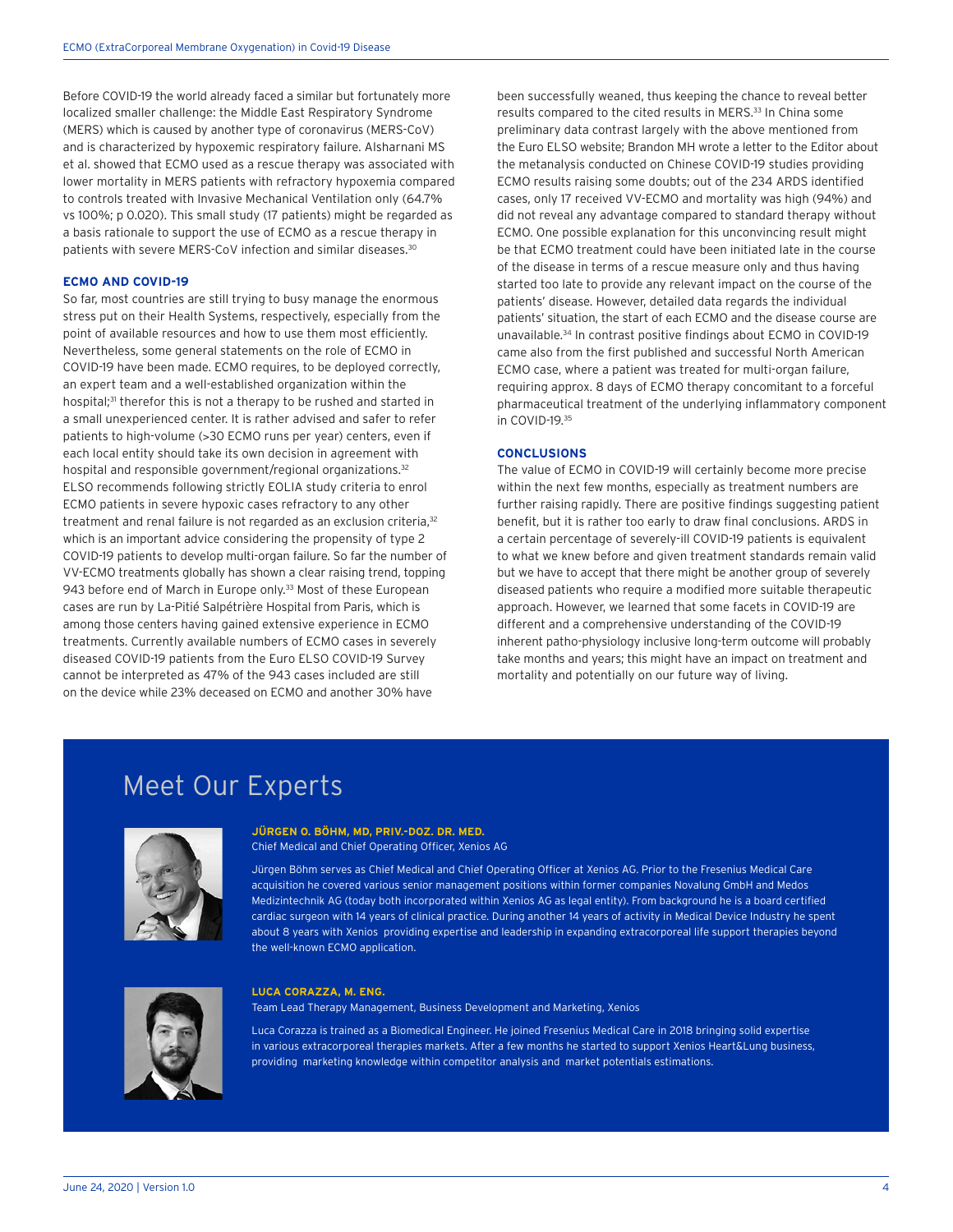Before COVID-19 the world already faced a similar but fortunately more localized smaller challenge: the Middle East Respiratory Syndrome (MERS) which is caused by another type of coronavirus (MERS-CoV) and is characterized by hypoxemic respiratory failure. Alsharnani MS et al. showed that ECMO used as a rescue therapy was associated with lower mortality in MERS patients with refractory hypoxemia compared to controls treated with Invasive Mechanical Ventilation only (64.7% vs 100%; p 0.020). This small study (17 patients) might be regarded as a basis rationale to support the use of ECMO as a rescue therapy in patients with severe MERS-CoV infection and similar diseases.[30]

### ECMO AND COVID-19

So far, most countries are still trying to busy manage the enormous stress put on their Health Systems, respectively, especially from the point of available resources and how to use them most efficiently. Nevertheless, some general statements on the role of ECMO in COVID-19 have been made. ECMO requires, to be deployed correctly, an expert team and a well-established organization within the hospital;[31] therefor this is not a therapy to be rushed and started in a small unexperienced center. It is rather advised and safer to refer patients to high-volume (>30 ECMO runs per year) centers, even if each local entity should take its own decision in agreement with hospital and responsible government/regional organizations.[32] ELSO recommends following strictly EOLIA study criteria to enrol ECMO patients in severe hypoxic cases refractory to any other treatment and renal failure is not regarded as an exclusion criteria,[32] which is an important advice considering the propensity of type 2 COVID-19 patients to develop multi-organ failure. So far the number of VV-ECMO treatments globally has shown a clear raising trend, topping 943 before end of March in Europe only.[33] Most of these European cases are run by La-Pitié Salpêtrière Hospital from Paris, which is among those centers having gained extensive experience in ECMO treatments. Currently available numbers of ECMO cases in severely diseased COVID-19 patients from the Euro ELSO COVID-19 Survey cannot be interpreted as 47% of the 943 cases included are still on the device while 23% deceased on ECMO and another 30% have been successfully weaned, thus keeping the chance to reveal better results compared to the cited results in MERS.[33] In China some preliminary data contrast largely with the above mentioned from the Euro ELSO website; Brandon MH wrote a letter to the Editor about the metanalysis conducted on Chinese COVID-19 studies providing ECMO results raising some doubts; out of the 234 ARDS identified cases, only 17 received VV-ECMO and mortality was high (94%) and did not reveal any advantage compared to standard therapy without ECMO. One possible explanation for this unconvincing result might be that ECMO treatment could have been initiated late in the course of the disease in terms of a rescue measure only and thus having started too late to provide any relevant impact on the course of the patients' disease. However, detailed data regards the individual patients' situation, the start of each ECMO and the disease course are unavailable.[34] In contrast positive findings about ECMO in COVID-19 came also from the first published and successful North American ECMO case, where a patient was treated for multi-organ failure, requiring approx. 8 days of ECMO therapy concomitant to a forceful pharmaceutical treatment of the underlying inflammatory component in COVID-19.[35]

### CONCLUSIONS

The value of ECMO in COVID-19 will certainly become more precise within the next few months, especially as treatment numbers are further raising rapidly. There are positive findings suggesting patient benefit, but it is rather too early to draw final conclusions. ARDS in a certain percentage of severely-ill COVID-19 patients is equivalent to what we knew before and given treatment standards remain valid but we have to accept that there might be another group of severely diseased patients who require a modified more suitable therapeutic approach. However, we learned that some facets in COVID-19 are different and a comprehensive understanding of the COVID-19 inherent patho-physiology inclusive long-term outcome will probably take months and years; this might have an impact on treatment and mortality and potentially on our future way of living.

## Meet Our Experts

**JÜRGEN O. BÖHM, MD, PRIV.-DOZ. DR. MED.**
Chief Medical and Chief Operating Officer, Xenios AG

Jürgen Böhm serves as Chief Medical and Chief Operating Officer at Xenios AG. Prior to the Fresenius Medical Care acquisition he covered various senior management positions within former companies Novalung GmbH and Medos Medizintechnik AG (today both incorporated within Xenios AG as legal entity). From background he is a board certified cardiac surgeon with 14 years of clinical practice. During another 14 years of activity in Medical Device Industry he spent about 8 years with Xenios providing expertise and leadership in expanding extracorporeal life support therapies beyond the well-known ECMO application.

**LUCA CORAZZA, M. ENG.**
Team Lead Therapy Management, Business Development and Marketing, Xenios

Luca Corazza is trained as a Biomedical Engineer. He joined Fresenius Medical Care in 2018 bringing solid expertise in various extracorporeal therapies markets. After a few months he started to support Xenios Heart&Lung business, providing marketing knowledge within competitor analysis and market potentials estimations.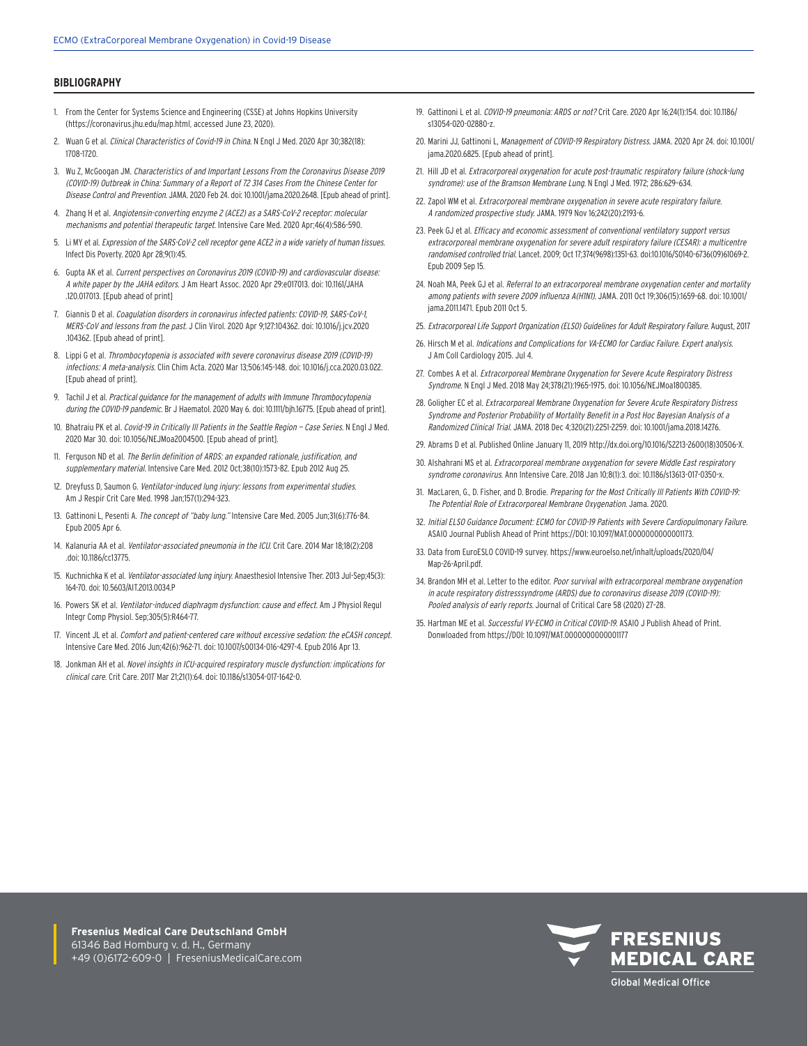## BIBLIOGRAPHY

1. From the Center for Systems Science and Engineering (CSSE) at Johns Hopkins University (https://coronavirus.jhu.edu/map.html, accessed June 23, 2020).
2. Wuan G et al. *Clinical Characteristics of Covid-19 in China*. N Engl J Med. 2020 Apr 30;382(18): 1708-1720.
3. Wu Z, McGoogan JM. *Characteristics of and Important Lessons From the Coronavirus Disease 2019 (COVID-19) Outbreak in China: Summary of a Report of 72 314 Cases From the Chinese Center for Disease Control and Prevention*. JAMA. 2020 Feb 24. doi: 10.1001/jama.2020.2648. [Epub ahead of print].
4. Zhang H et al. *Angiotensin-converting enzyme 2 (ACE2) as a SARS-CoV-2 receptor: molecular mechanisms and potential therapeutic target*. Intensive Care Med. 2020 Apr;46(4):586-590.
5. Li MY et al. *Expression of the SARS-CoV-2 cell receptor gene ACE2 in a wide variety of human tissues*. Infect Dis Poverty. 2020 Apr 28;9(1):45.
6. Gupta AK et al. *Current perspectives on Coronavirus 2019 (COVID-19) and cardiovascular disease: A white paper by the JAHA editors*. J Am Heart Assoc. 2020 Apr 29:e017013. doi: 10.1161/JAHA.120.017013. [Epub ahead of print]
7. Giannis D et al. *Coagulation disorders in coronavirus infected patients: COVID-19, SARS-CoV-1, MERS-CoV and lessons from the past*. J Clin Virol. 2020 Apr 9;127:104362. doi: 10.1016/j.jcv.2020.104362. [Epub ahead of print].
8. Lippi G et al. *Thrombocytopenia is associated with severe coronavirus disease 2019 (COVID-19) infections: A meta-analysis*. Clin Chim Acta. 2020 Mar 13;506:145-148. doi: 10.1016/j.cca.2020.03.022. [Epub ahead of print].
9. Tachil J et al. *Practical guidance for the management of adults with Immune Thrombocytopenia during the COVID-19 pandemic*. Br J Haematol. 2020 May 6. doi: 10.1111/bjh.16775. [Epub ahead of print].
10. Bhatraiu PK et al. *Covid-19 in Critically Ill Patients in the Seattle Region – Case Series*. N Engl J Med. 2020 Mar 30. doi: 10.1056/NEJMoa2004500. [Epub ahead of print].
11. Ferguson ND et al. *The Berlin definition of ARDS: an expanded rationale, justification, and supplementary material*. Intensive Care Med. 2012 Oct;38(10):1573-82. Epub 2012 Aug 25.
12. Dreyfuss D, Saumon G. *Ventilator-induced lung injury: lessons from experimental studies*. Am J Respir Crit Care Med. 1998 Jan;157(1):294-323.
13. Gattinoni L, Pesenti A. *The concept of "baby lung."* Intensive Care Med. 2005 Jun;31(6):776-84. Epub 2005 Apr 6.
14. Kalanuria AA et al. *Ventilator-associated pneumonia in the ICU*. Crit Care. 2014 Mar 18;18(2):208.doi: 10.1186/cc13775.
15. Kuchnichka K et al. *Ventilator-associated lung injury*. Anaesthesiol Intensive Ther. 2013 Jul-Sep;45(3): 164-70. doi: 10.5603/AIT.2013.0034.P
16. Powers SK et al. *Ventilator-induced diaphragm dysfunction: cause and effect*. Am J Physiol Regul Integr Comp Physiol. Sep;305(5):R464-77.
17. Vincent JL et al. *Comfort and patient-centered care without excessive sedation: the eCASH concept*. Intensive Care Med. 2016 Jun;42(6):962-71. doi: 10.1007/s00134-016-4297-4. Epub 2016 Apr 13.
18. Jonkman AH et al. *Novel insights in ICU-acquired respiratory muscle dysfunction: implications for clinical care*. Crit Care. 2017 Mar 21;21(1):64. doi: 10.1186/s13054-017-1642-0.
19. Gattinoni L et al. *COVID-19 pneumonia: ARDS or not?* Crit Care. 2020 Apr 16;24(1):154. doi: 10.1186/s13054-020-02880-z.
20. Marini JJ, Gattinoni L, *Management of COVID-19 Respiratory Distress*. JAMA. 2020 Apr 24. doi: 10.1001/jama.2020.6825. [Epub ahead of print].
21. Hill JD et al. *Extracorporeal oxygenation for acute post-traumatic respiratory failure (shock-lung syndrome): use of the Bramson Membrane Lung*. N Engl J Med. 1972; 286:629–634.
22. Zapol WM et al. *Extracorporeal membrane oxygenation in severe acute respiratory failure. A randomized prospective study*. JAMA. 1979 Nov 16;242(20):2193-6.
23. Peek GJ et al. *Efficacy and economic assessment of conventional ventilatory support versus extracorporeal membrane oxygenation for severe adult respiratory failure (CESAR): a multicentre randomised controlled trial*. Lancet. 2009; Oct 17;374(9698):1351-63. doi:10.1016/S0140-6736(09)61069-2. Epub 2009 Sep 15.
24. Noah MA, Peek GJ et al. *Referral to an extracorporeal membrane oxygenation center and mortality among patients with severe 2009 influenza A(H1N1)*. JAMA. 2011 Oct 19;306(15):1659-68. doi: 10.1001/jama.2011.1471. Epub 2011 Oct 5.
25. *Extracorporeal Life Support Organization (ELSO) Guidelines for Adult Respiratory Failure*. August, 2017
26. Hirsch M et al. *Indications and Complications for VA-ECMO for Cardiac Failure. Expert analysis*. J Am Coll Cardiology 2015. Jul 4.
27. Combes A et al. *Extracorporeal Membrane Oxygenation for Severe Acute Respiratory Distress Syndrome*. N Engl J Med. 2018 May 24;378(21):1965-1975. doi: 10.1056/NEJMoa1800385.
28. Goligher EC et al. *Extracorporeal Membrane Oxygenation for Severe Acute Respiratory Distress Syndrome and Posterior Probability of Mortality Benefit in a Post Hoc Bayesian Analysis of a Randomized Clinical Trial*. JAMA. 2018 Dec 4;320(21):2251-2259. doi: 10.1001/jama.2018.14276.
29. Abrams D et al. Published Online January 11, 2019 http://dx.doi.org/10.1016/S2213-2600(18)30506-X.
30. Alshahrani MS et al. *Extracorporeal membrane oxygenation for severe Middle East respiratory syndrome coronavirus*. Ann Intensive Care. 2018 Jan 10;8(1):3. doi: 10.1186/s13613-017-0350-x.
31. MacLaren, G., D. Fisher, and D. Brodie. *Preparing for the Most Critically Ill Patients With COVID-19: The Potential Role of Extracorporeal Membrane Oxygenation*. Jama. 2020.
32. *Initial ELSO Guidance Document: ECMO for COVID-19 Patients with Severe Cardiopulmonary Failure*. ASAIO Journal Publish Ahead of Print https://DOI: 10.1097/MAT.0000000000001173.
33. Data from EuroESLO COVID-19 survey. https://www.euroelso.net/inhalt/uploads/2020/04/Map-26-April.pdf.
34. Brandon MH et al. Letter to the editor. *Poor survival with extracorporeal membrane oxygenation in acute respiratory distresssyndrome (ARDS) due to coronavirus disease 2019 (COVID-19): Pooled analysis of early reports*. Journal of Critical Care 58 (2020) 27–28.
35. Hartman ME et al. *Successful VV-ECMO in Critical COVID-19*. ASAIO J Publish Ahead of Print. Donwloaded from https://DOI: 10.1097/MAT.0000000000001177

**Fresenius Medical Care Deutschland GmbH**
61346 Bad Homburg v. d. H., Germany
+49 (0)6172-609-0 | FreseniusMedicalCare.com

FRESENIUS MEDICAL CARE
Global Medical Office